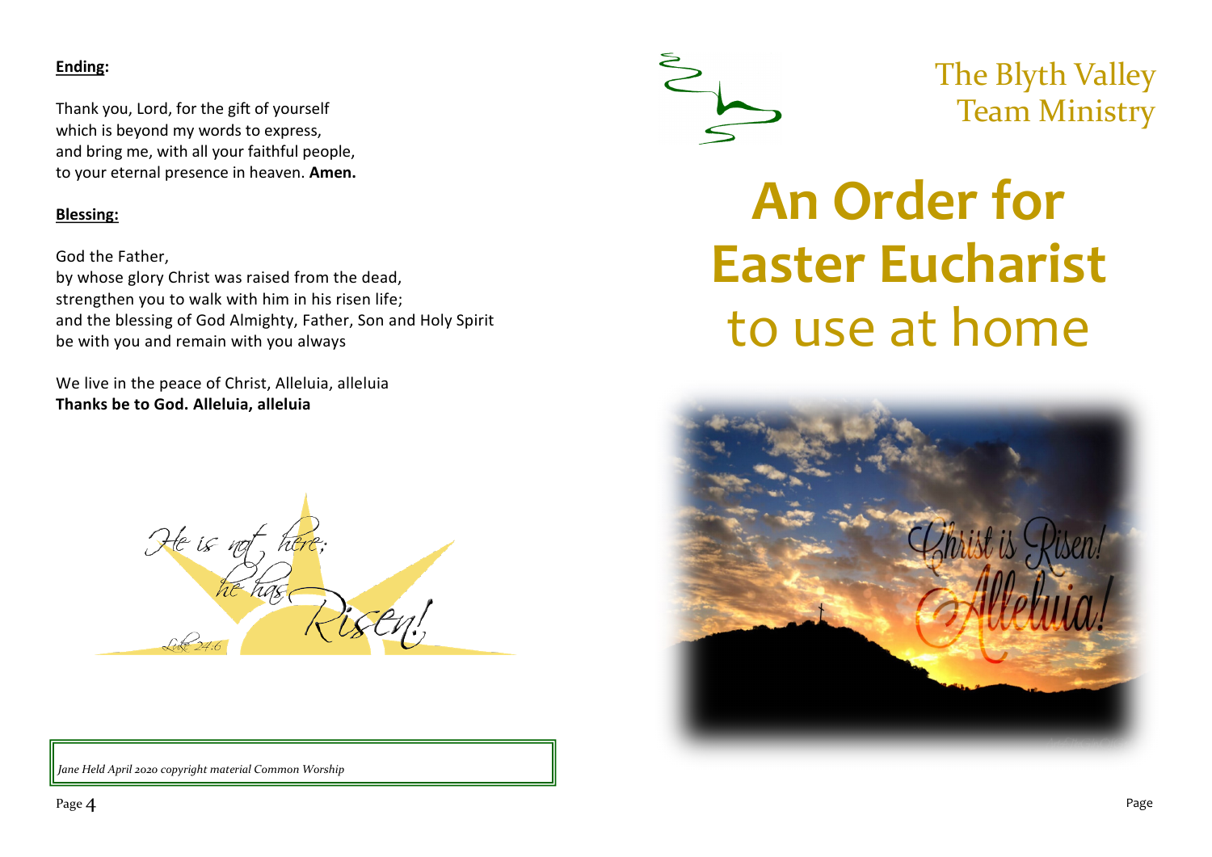**Ending:**

Thank you, Lord, for the gift of yourself
which is beyond my words to express,
and bring me, with all your faithful people,
to your eternal presence in heaven. **Amen.**

**Blessing:**

God the Father,
by whose glory Christ was raised from the dead,
strengthen you to walk with him in his risen life;
and the blessing of God Almighty, Father, Son and Holy Spirit
be with you and remain with you always

We live in the peace of Christ, Alleluia, alleluia
**Thanks be to God. Alleluia, alleluia**

He is not here; he has Risen!
Luke 24:6

*Jane Held April 2020 copyright material Common Worship*

The Blyth Valley Team Ministry

# An Order for Easter Eucharist to use at home

Christ is Risen! Alleluia!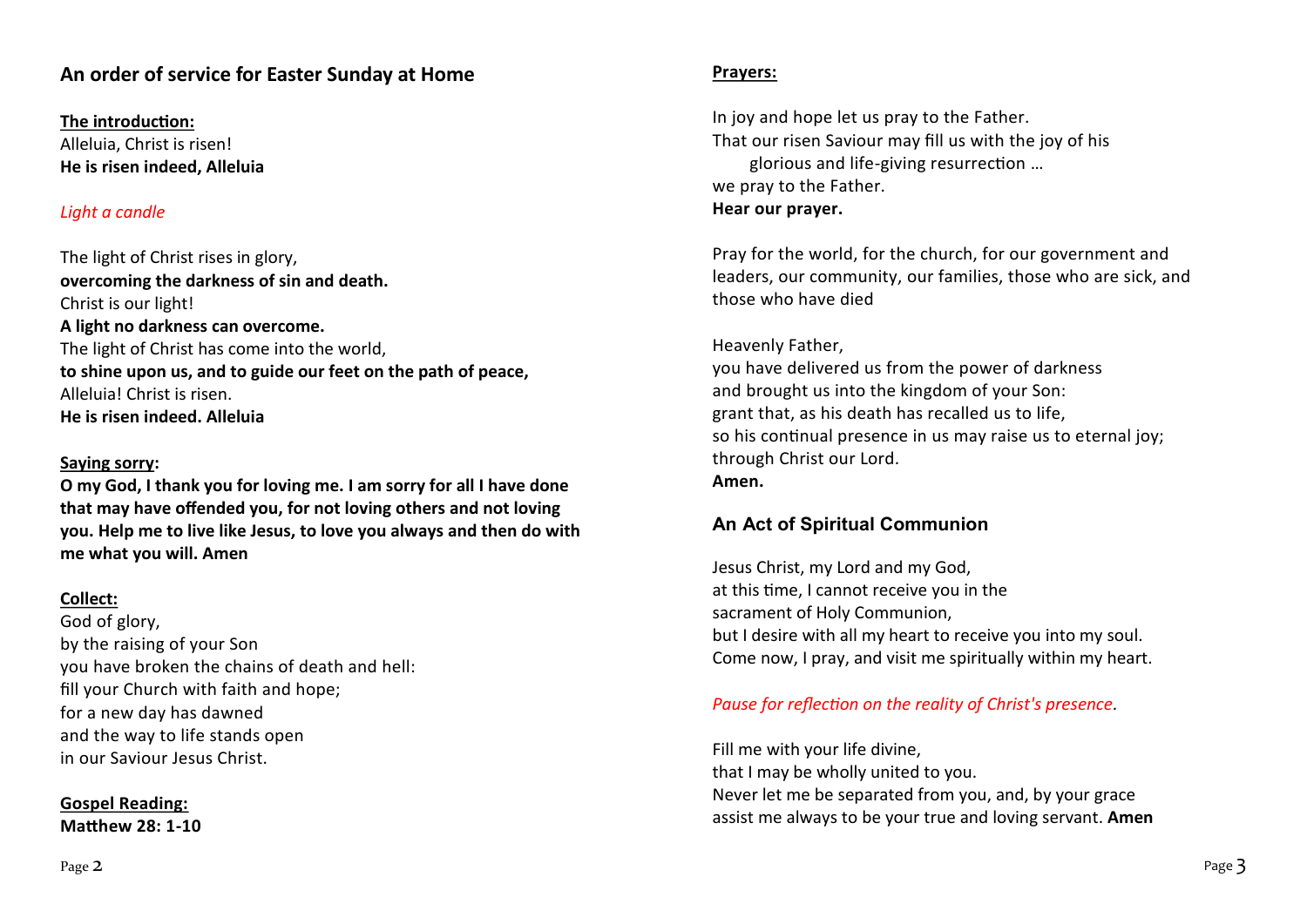## An order of service for Easter Sunday at Home

**The introduction:**

Alleluia, Christ is risen!
**He is risen indeed, Alleluia**

*Light a candle*

The light of Christ rises in glory,
**overcoming the darkness of sin and death.**
Christ is our light!
**A light no darkness can overcome.**
The light of Christ has come into the world,
**to shine upon us, and to guide our feet on the path of peace,**
Alleluia! Christ is risen.
**He is risen indeed. Alleluia**

**Saying sorry:**

**O my God, I thank you for loving me. I am sorry for all I have done that may have offended you, for not loving others and not loving you. Help me to live like Jesus, to love you always and then do with me what you will. Amen**

**Collect:**

God of glory,
by the raising of your Son
you have broken the chains of death and hell:
fill your Church with faith and hope;
for a new day has dawned
and the way to life stands open
in our Saviour Jesus Christ.

**Gospel Reading:**

**Matthew 28: 1-10**

**Prayers:**

In joy and hope let us pray to the Father.
That our risen Saviour may fill us with the joy of his
glorious and life-giving resurrection …
we pray to the Father.
**Hear our prayer.**

Pray for the world, for the church, for our government and leaders, our community, our families, those who are sick, and those who have died

Heavenly Father,
you have delivered us from the power of darkness
and brought us into the kingdom of your Son:
grant that, as his death has recalled us to life,
so his continual presence in us may raise us to eternal joy;
through Christ our Lord.
**Amen.**

### An Act of Spiritual Communion

Jesus Christ, my Lord and my God,
at this time, I cannot receive you in the
sacrament of Holy Communion,
but I desire with all my heart to receive you into my soul.
Come now, I pray, and visit me spiritually within my heart.

*Pause for reflection on the reality of Christ's presence.*

Fill me with your life divine,
that I may be wholly united to you.
Never let me be separated from you, and, by your grace
assist me always to be your true and loving servant. **Amen**